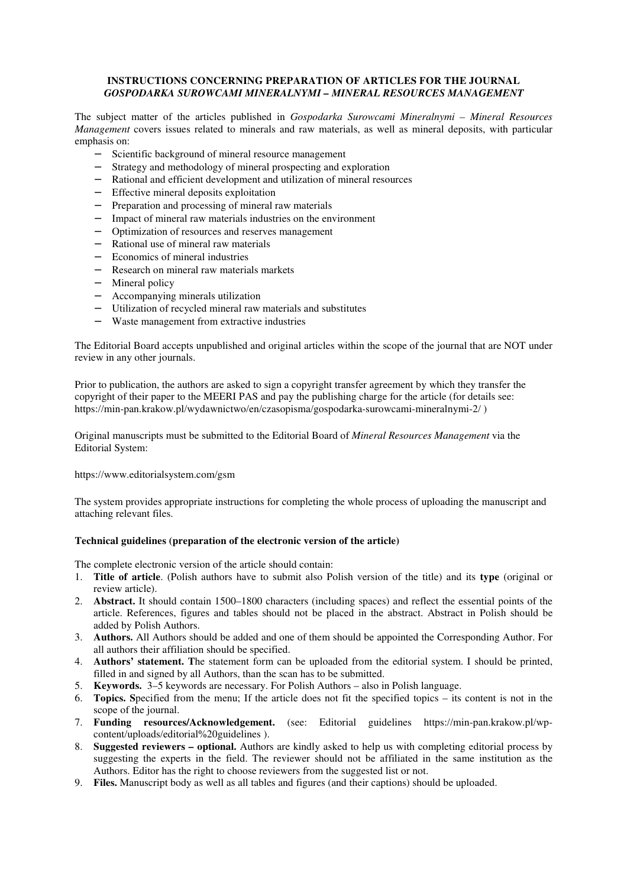**INSTRUCTIONS CONCERNING PREPARATION OF ARTICLES FOR THE JOURNAL**
***GOSPODARKA SUROWCAMI MINERALNYMI – MINERAL RESOURCES MANAGEMENT***

The subject matter of the articles published in *Gospodarka Surowcami Mineralnymi – Mineral Resources Management* covers issues related to minerals and raw materials, as well as mineral deposits, with particular emphasis on:

- Scientific background of mineral resource management
- Strategy and methodology of mineral prospecting and exploration
- Rational and efficient development and utilization of mineral resources
- Effective mineral deposits exploitation
- Preparation and processing of mineral raw materials
- Impact of mineral raw materials industries on the environment
- Optimization of resources and reserves management
- Rational use of mineral raw materials
- Economics of mineral industries
- Research on mineral raw materials markets
- Mineral policy
- Accompanying minerals utilization
- Utilization of recycled mineral raw materials and substitutes
- Waste management from extractive industries

The Editorial Board accepts unpublished and original articles within the scope of the journal that are NOT under review in any other journals.

Prior to publication, the authors are asked to sign a copyright transfer agreement by which they transfer the copyright of their paper to the MEERI PAS and pay the publishing charge for the article (for details see: https://min-pan.krakow.pl/wydawnictwo/en/czasopisma/gospodarka-surowcami-mineralnymi-2/ )

Original manuscripts must be submitted to the Editorial Board of *Mineral Resources Management* via the Editorial System:

https://www.editorialsystem.com/gsm

The system provides appropriate instructions for completing the whole process of uploading the manuscript and attaching relevant files.

**Technical guidelines (preparation of the electronic version of the article)**

The complete electronic version of the article should contain:

1. **Title of article**. (Polish authors have to submit also Polish version of the title) and its **type** (original or review article).
2. **Abstract.** It should contain 1500–1800 characters (including spaces) and reflect the essential points of the article. References, figures and tables should not be placed in the abstract. Abstract in Polish should be added by Polish Authors.
3. **Authors.** All Authors should be added and one of them should be appointed the Corresponding Author. For all authors their affiliation should be specified.
4. **Authors' statement. T**he statement form can be uploaded from the editorial system. I should be printed, filled in and signed by all Authors, than the scan has to be submitted.
5. **Keywords.** 3–5 keywords are necessary. For Polish Authors – also in Polish language.
6. **Topics. S**pecified from the menu; If the article does not fit the specified topics – its content is not in the scope of the journal.
7. **Funding resources/Acknowledgement.** (see: Editorial guidelines https://min-pan.krakow.pl/wp-content/uploads/editorial%20guidelines ).
8. **Suggested reviewers – optional.** Authors are kindly asked to help us with completing editorial process by suggesting the experts in the field. The reviewer should not be affiliated in the same institution as the Authors. Editor has the right to choose reviewers from the suggested list or not.
9. **Files.** Manuscript body as well as all tables and figures (and their captions) should be uploaded.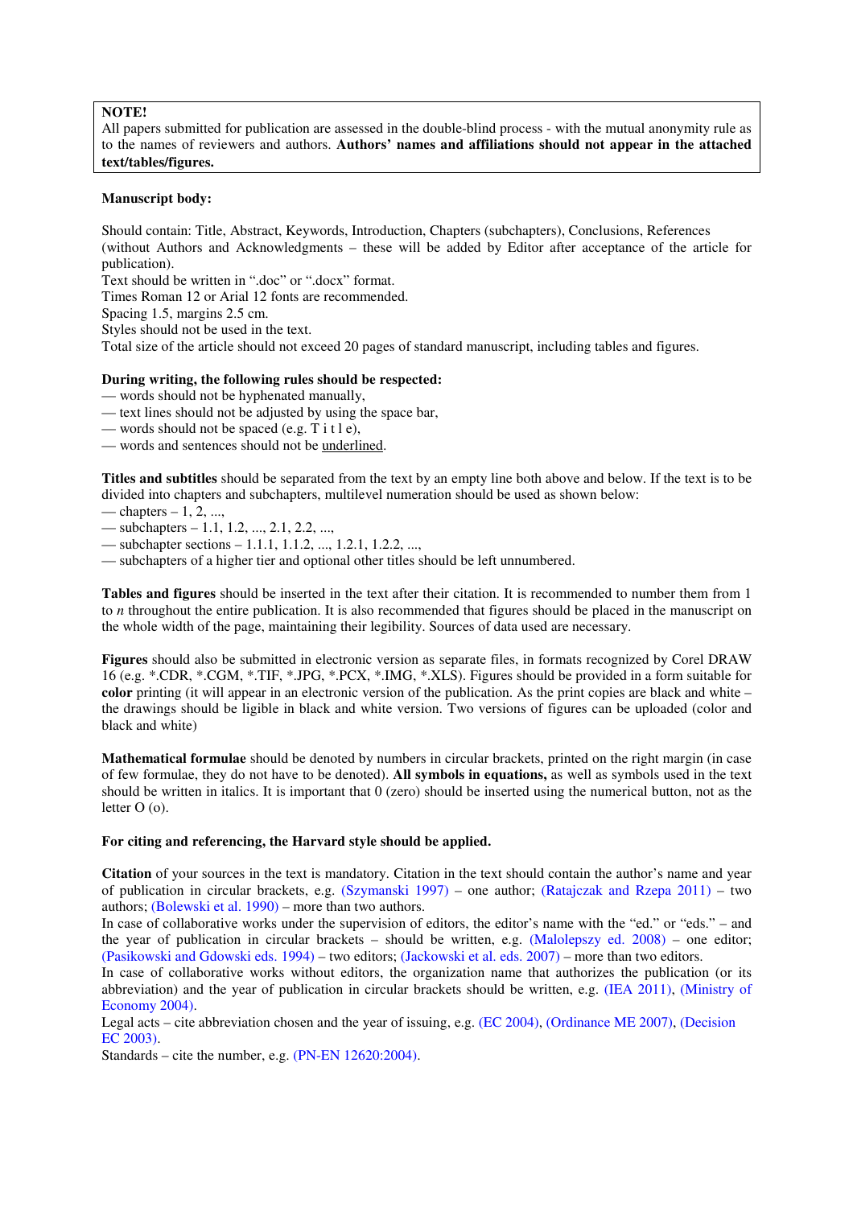**NOTE!**
All papers submitted for publication are assessed in the double-blind process - with the mutual anonymity rule as to the names of reviewers and authors. **Authors' names and affiliations should not appear in the attached text/tables/figures.**

**Manuscript body:**

Should contain: Title, Abstract, Keywords, Introduction, Chapters (subchapters), Conclusions, References (without Authors and Acknowledgments – these will be added by Editor after acceptance of the article for publication).
Text should be written in ".doc" or ".docx" format.
Times Roman 12 or Arial 12 fonts are recommended.
Spacing 1.5, margins 2.5 cm.
Styles should not be used in the text.
Total size of the article should not exceed 20 pages of standard manuscript, including tables and figures.

**During writing, the following rules should be respected:**
— words should not be hyphenated manually,
— text lines should not be adjusted by using the space bar,
— words should not be spaced (e.g. T i t l e),
— words and sentences should not be <u>underlined</u>.

**Titles and subtitles** should be separated from the text by an empty line both above and below. If the text is to be divided into chapters and subchapters, multilevel numeration should be used as shown below:
— chapters – 1, 2, ...,
— subchapters – 1.1, 1.2, ..., 2.1, 2.2, ...,
— subchapter sections – 1.1.1, 1.1.2, ..., 1.2.1, 1.2.2, ...,
— subchapters of a higher tier and optional other titles should be left unnumbered.

**Tables and figures** should be inserted in the text after their citation. It is recommended to number them from 1 to *n* throughout the entire publication. It is also recommended that figures should be placed in the manuscript on the whole width of the page, maintaining their legibility. Sources of data used are necessary.

**Figures** should also be submitted in electronic version as separate files, in formats recognized by Corel DRAW 16 (e.g. *.CDR, *.CGM, *.TIF, *.JPG, *.PCX, *.IMG, *.XLS). Figures should be provided in a form suitable for **color** printing (it will appear in an electronic version of the publication. As the print copies are black and white – the drawings should be ligible in black and white version. Two versions of figures can be uploaded (color and black and white)

**Mathematical formulae** should be denoted by numbers in circular brackets, printed on the right margin (in case of few formulae, they do not have to be denoted). **All symbols in equations,** as well as symbols used in the text should be written in italics. It is important that 0 (zero) should be inserted using the numerical button, not as the letter O (o).

**For citing and referencing, the Harvard style should be applied.**

**Citation** of your sources in the text is mandatory. Citation in the text should contain the author's name and year of publication in circular brackets, e.g. (Szymanski 1997) – one author; (Ratajczak and Rzepa 2011) – two authors; (Bolewski et al. 1990) – more than two authors.
In case of collaborative works under the supervision of editors, the editor's name with the "ed." or "eds." – and the year of publication in circular brackets – should be written, e.g. (Malolepszy ed. 2008) – one editor; (Pasikowski and Gdowski eds. 1994) – two editors; (Jackowski et al. eds. 2007) – more than two editors.
In case of collaborative works without editors, the organization name that authorizes the publication (or its abbreviation) and the year of publication in circular brackets should be written, e.g. (IEA 2011), (Ministry of Economy 2004).
Legal acts – cite abbreviation chosen and the year of issuing, e.g. (EC 2004), (Ordinance ME 2007), (Decision EC 2003).
Standards – cite the number, e.g. (PN-EN 12620:2004).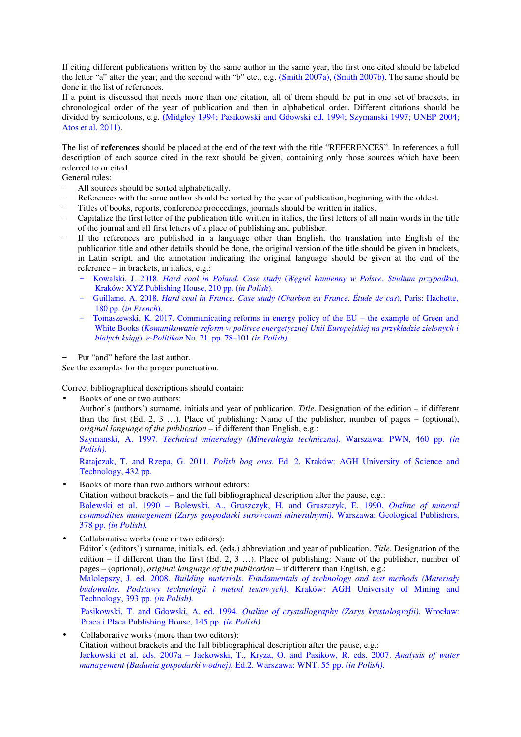If citing different publications written by the same author in the same year, the first one cited should be labeled the letter “a” after the year, and the second with “b” etc., e.g. (Smith 2007a), (Smith 2007b). The same should be done in the list of references.

If a point is discussed that needs more than one citation, all of them should be put in one set of brackets, in chronological order of the year of publication and then in alphabetical order. Different citations should be divided by semicolons, e.g. (Midgley 1994; Pasikowski and Gdowski ed. 1994; Szymanski 1997; UNEP 2004; Atos et al. 2011).

The list of **references** should be placed at the end of the text with the title “REFERENCES”. In references a full description of each source cited in the text should be given, containing only those sources which have been referred to or cited.

General rules:

- All sources should be sorted alphabetically.
- References with the same author should be sorted by the year of publication, beginning with the oldest.
- Titles of books, reports, conference proceedings, journals should be written in italics.
- Capitalize the first letter of the publication title written in italics, the first letters of all main words in the title of the journal and all first letters of a place of publishing and publisher.
- If the references are published in a language other than English, the translation into English of the publication title and other details should be done, the original version of the title should be given in brackets, in Latin script, and the annotation indicating the original language should be given at the end of the reference – in brackets, in italics, e.g.:
  - Kowalski, J. 2018. *Hard coal in Poland. Case study* (*Węgiel kamienny w Polsce. Studium przypadku*), Kraków: XYZ Publishing House, 210 pp. (*in Polish*).
  - Guillame, A. 2018. *Hard coal in France. Case study (Charbon en France. Étude de cas*), Paris: Hachette, 180 pp. (*in French*).
  - Tomaszewski, K. 2017. Communicating reforms in energy policy of the EU – the example of Green and White Books (*Komunikowanie reform w polityce energetycznej Unii Europejskiej na przykładzie zielonych i białych ksiąg*). *e-Politikon* No. 21, pp. 78–101 *(in Polish)*.

- Put “and” before the last author.

See the examples for the proper punctuation.

Correct bibliographical descriptions should contain:

- Books of one or two authors:
  Author’s (authors’) surname, initials and year of publication. *Title*. Designation of the edition – if different than the first (Ed. 2, 3 …). Place of publishing: Name of the publisher, number of pages – (optional), *original language of the publication* – if different than English, e.g.:
  Szymanski, A. 1997. *Technical mineralogy (Mineralogia techniczna)*. Warszawa: PWN, 460 pp. *(in Polish)*.

  Ratajczak, T. and Rzepa, G. 2011. *Polish bog ores.* Ed. 2. Kraków: AGH University of Science and Technology, 432 pp.

- Books of more than two authors without editors:
  Citation without brackets – and the full bibliographical description after the pause, e.g.:
  Bolewski et al. 1990 – Bolewski, A., Gruszczyk, H. and Gruszczyk, E. 1990. *Outline of mineral commodities management (Zarys gospodarki surowcami mineralnymi)*. Warszawa: Geological Publishers, 378 pp. *(in Polish)*.

- Collaborative works (one or two editors):
  Editor’s (editors’) surname, initials, ed. (eds.) abbreviation and year of publication. *Title*. Designation of the edition – if different than the first (Ed. 2, 3 …). Place of publishing: Name of the publisher, number of pages – (optional), *original language of the publication* – if different than English, e.g.:
  Malolepszy, J. ed. 2008. *Building materials. Fundamentals of technology and test methods (Materiały budowalne. Podstawy technologii i metod testowych)*. Kraków: AGH University of Mining and Technology, 393 pp. *(in Polish)*.

  Pasikowski, T. and Gdowski, A. ed. 1994. *Outline of crystallography (Zarys krystalografii)*. Wrocław: Praca i Płaca Publishing House, 145 pp. *(in Polish)*.

- Collaborative works (more than two editors):
  Citation without brackets and the full bibliographical description after the pause, e.g.:
  Jackowski et al. eds. 2007a – Jackowski, T., Kryza, O. and Pasikow, R. eds. 2007. *Analysis of water management (Badania gospodarki wodnej)*. Ed.2. Warszawa: WNT, 55 pp. *(in Polish)*.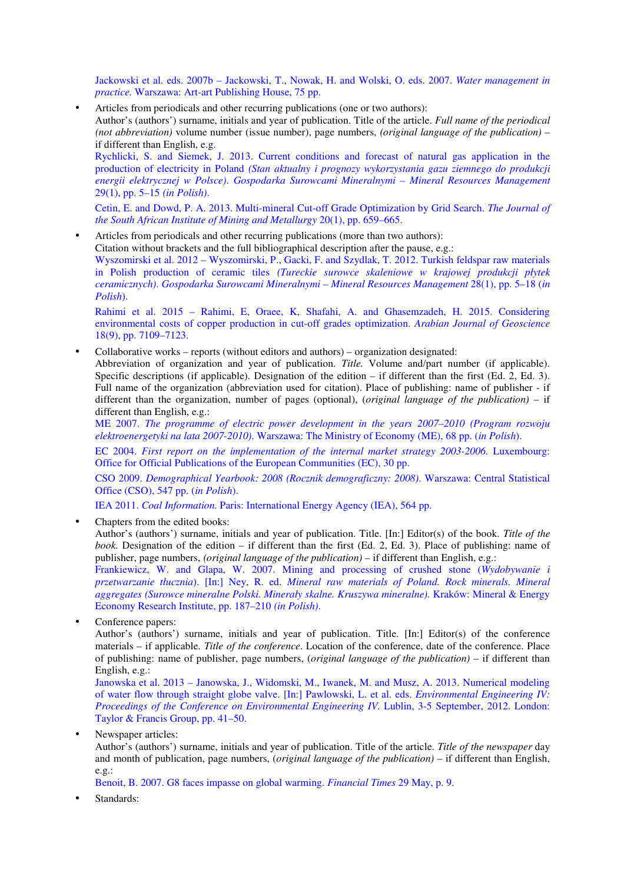Jackowski et al. eds. 2007b – Jackowski, T., Nowak, H. and Wolski, O. eds. 2007. *Water management in practice.* Warszawa: Art-art Publishing House, 75 pp.

- Articles from periodicals and other recurring publications (one or two authors):
  Author's (authors') surname, initials and year of publication. Title of the article. *Full name of the periodical (not abbreviation)* volume number (issue number), page numbers, *(original language of the publication)* – if different than English, e.g.
  Rychlicki, S. and Siemek, J. 2013. Current conditions and forecast of natural gas application in the production of electricity in Poland *(Stan aktualny i prognozy wykorzystania gazu ziemnego do produkcji energii elektrycznej w Polsce). Gospodarka Surowcami Mineralnymi – Mineral Resources Management* 29(1), pp. 5–15 *(in Polish).*

  Cetin, E. and Dowd, P. A. 2013. Multi-mineral Cut-off Grade Optimization by Grid Search. *The Journal of the South African Institute of Mining and Metallurgy* 20(1), pp. 659–665.

- Articles from periodicals and other recurring publications (more than two authors):
  Citation without brackets and the full bibliographical description after the pause, e.g.:
  Wyszomirski et al. 2012 – Wyszomirski, P., Gacki, F. and Szydlak, T. 2012. Turkish feldspar raw materials in Polish production of ceramic tiles *(Tureckie surowce skaleniowe w krajowej produkcji płytek ceramicznych). Gospodarka Surowcami Mineralnymi – Mineral Resources Management* 28(1), pp. 5–18 (*in Polish*).

  Rahimi et al. 2015 – Rahimi, E, Oraee, K, Shafahi, A. and Ghasemzadeh, H. 2015. Considering environmental costs of copper production in cut-off grades optimization. *Arabian Journal of Geoscience* 18(9), pp. 7109–7123.

- Collaborative works – reports (without editors and authors) – organization designated:
  Abbreviation of organization and year of publication. *Title.* Volume and/part number (if applicable). Specific descriptions (if applicable). Designation of the edition – if different than the first (Ed. 2, Ed. 3). Full name of the organization (abbreviation used for citation). Place of publishing: name of publisher - if different than the organization, number of pages (optional), (*original language of the publication)* – if different than English, e.g.:
  ME 2007. *The programme of electric power development in the years 2007–2010 (Program rozwoju elektroenergetyki na lata 2007-2010).* Warszawa: The Ministry of Economy (ME), 68 pp. (*in Polish*).

  EC 2004. *First report on the implementation of the internal market strategy 2003-2006.* Luxembourg: Office for Official Publications of the European Communities (EC), 30 pp.

  CSO 2009. *Demographical Yearbook: 2008 (Rocznik demograficzny: 2008).* Warszawa: Central Statistical Office (CSO), 547 pp. (*in Polish*).

  IEA 2011. *Coal Information.* Paris: International Energy Agency (IEA), 564 pp.

- Chapters from the edited books:
  Author's (authors') surname, initials and year of publication. Title. [In:] Editor(s) of the book. *Title of the book.* Designation of the edition – if different than the first (Ed. 2, Ed. 3). Place of publishing: name of publisher, page numbers, *(original language of the publication)* – if different than English, e.g.:
  Frankiewicz, W. and Glapa, W. 2007. Mining and processing of crushed stone (*Wydobywanie i przetwarzanie tłucznia).* [In:] Ney, R. ed. *Mineral raw materials of Poland. Rock minerals. Mineral aggregates (Surowce mineralne Polski. Minerały skalne. Kruszywa mineralne).* Kraków: Mineral & Energy Economy Research Institute, pp. 187–210 *(in Polish).*

- Conference papers:
  Author's (authors') surname, initials and year of publication. Title. [In:] Editor(s) of the conference materials – if applicable. *Title of the conference*. Location of the conference, date of the conference. Place of publishing: name of publisher, page numbers, (*original language of the publication)* – if different than English, e.g.:
  Janowska et al. 2013 – Janowska, J., Widomski, M., Iwanek, M. and Musz, A. 2013. Numerical modeling of water flow through straight globe valve. [In:] Pawlowski, L. et al. eds. *Environmental Engineering IV: Proceedings of the Conference on Environmental Engineering IV.* Lublin, 3-5 September, 2012. London: Taylor & Francis Group, pp. 41–50.

- Newspaper articles:
  Author's (authors') surname, initials and year of publication. Title of the article. *Title of the newspaper* day and month of publication, page numbers, (*original language of the publication)* – if different than English, e.g.:
  Benoit, B. 2007. G8 faces impasse on global warming. *Financial Times* 29 May, p. 9.

- Standards: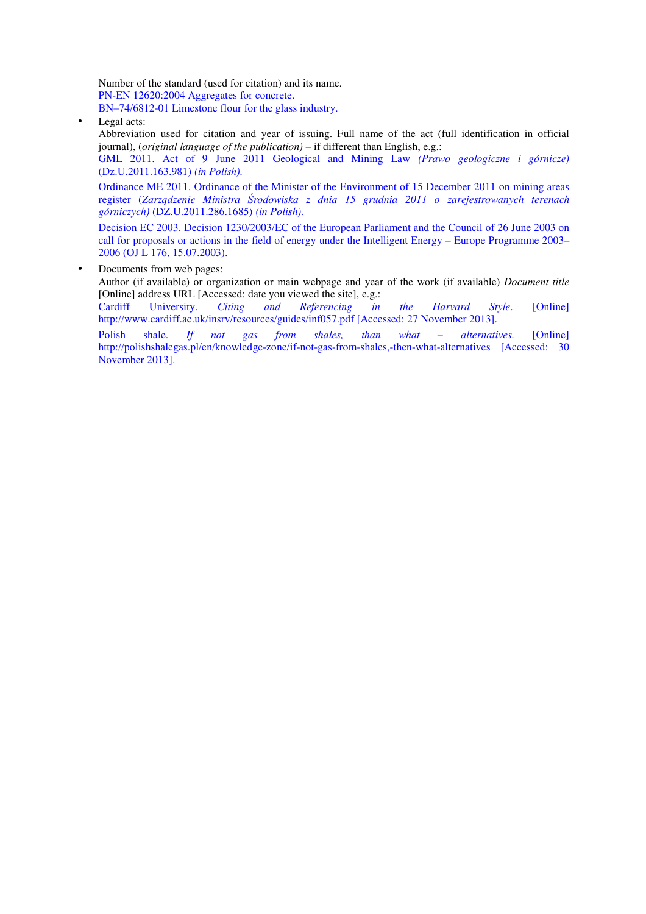Number of the standard (used for citation) and its name.
PN-EN 12620:2004 Aggregates for concrete.
BN–74/6812-01 Limestone flour for the glass industry.

- Legal acts:
  Abbreviation used for citation and year of issuing. Full name of the act (full identification in official journal), (*original language of the publication)* – if different than English, e.g.:
  GML 2011. Act of 9 June 2011 Geological and Mining Law *(Prawo geologiczne i górnicze)* (Dz.U.2011.163.981) *(in Polish).*

  Ordinance ME 2011. Ordinance of the Minister of the Environment of 15 December 2011 on mining areas register (*Zarządzenie Ministra Środowiska z dnia 15 grudnia 2011 o zarejestrowanych terenach górniczych)* (DZ.U.2011.286.1685) *(in Polish).*

  Decision EC 2003. Decision 1230/2003/EC of the European Parliament and the Council of 26 June 2003 on call for proposals or actions in the field of energy under the Intelligent Energy – Europe Programme 2003–2006 (OJ L 176, 15.07.2003).

- Documents from web pages:
  Author (if available) or organization or main webpage and year of the work (if available) *Document title* [Online] address URL [Accessed: date you viewed the site], e.g.:
  Cardiff University. *Citing and Referencing in the Harvard Style.* [Online] http://www.cardiff.ac.uk/insrv/resources/guides/inf057.pdf [Accessed: 27 November 2013].

  Polish shale. *If not gas from shales, than what – alternatives.* [Online] http://polishshalegas.pl/en/knowledge-zone/if-not-gas-from-shales,-then-what-alternatives [Accessed: 30 November 2013].